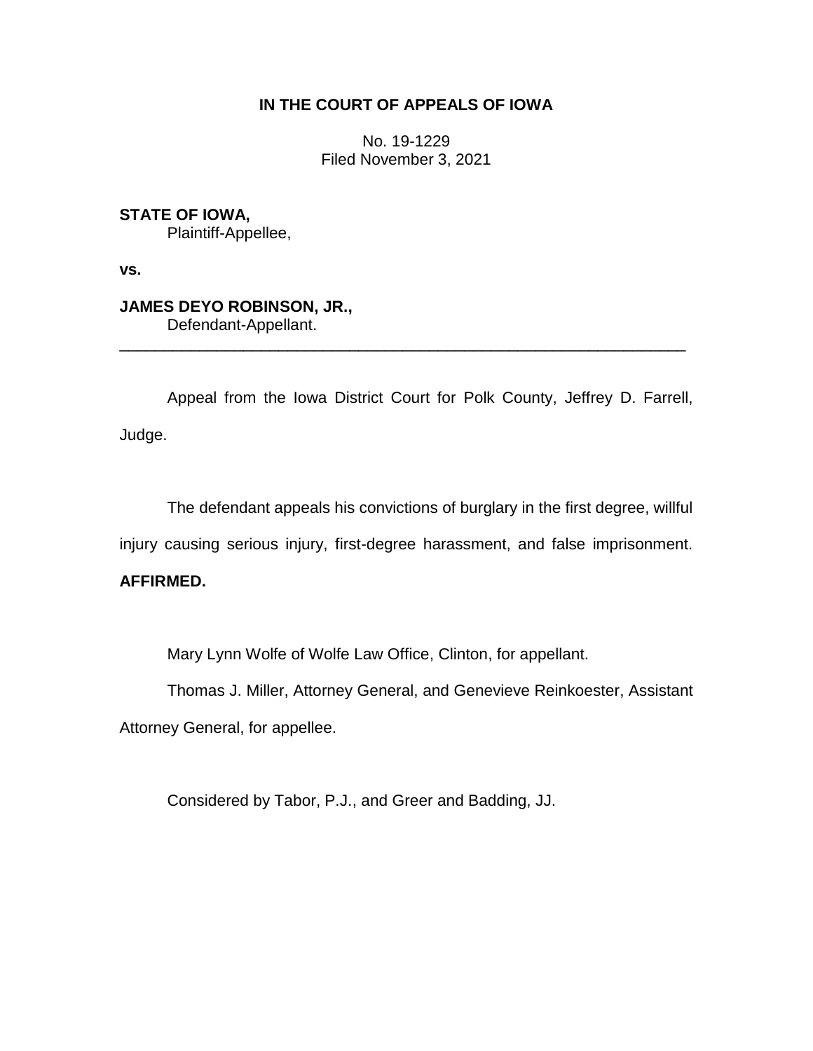**IN THE COURT OF APPEALS OF IOWA**

No. 19-1229
Filed November 3, 2021

**STATE OF IOWA,**
Plaintiff-Appellee,

**vs.**

**JAMES DEYO ROBINSON, JR.,**
Defendant-Appellant.

---

Appeal from the Iowa District Court for Polk County, Jeffrey D. Farrell, Judge.

The defendant appeals his convictions of burglary in the first degree, willful injury causing serious injury, first-degree harassment, and false imprisonment. **AFFIRMED.**

Mary Lynn Wolfe of Wolfe Law Office, Clinton, for appellant.

Thomas J. Miller, Attorney General, and Genevieve Reinkoester, Assistant Attorney General, for appellee.

Considered by Tabor, P.J., and Greer and Badding, JJ.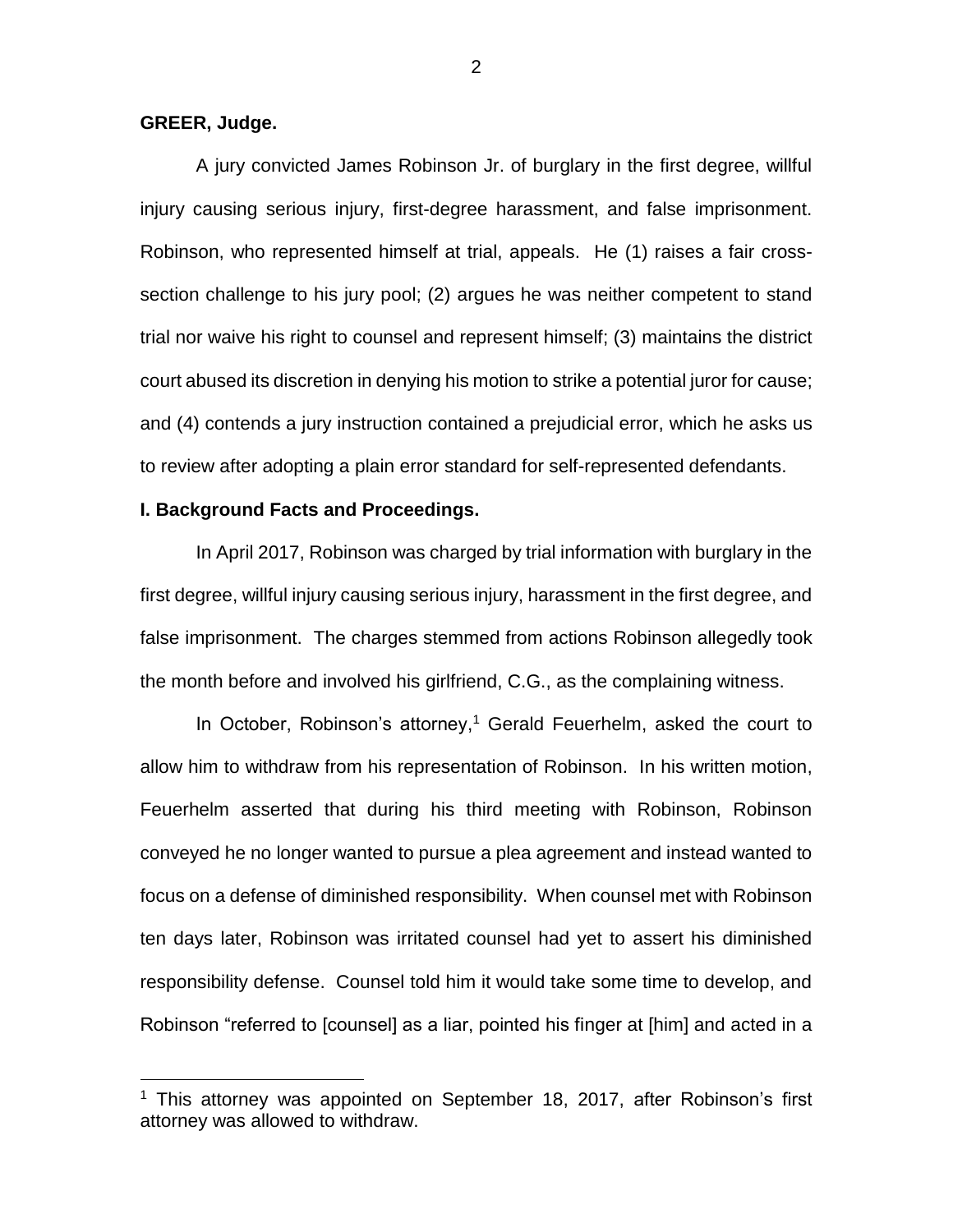**GREER, Judge.**

A jury convicted James Robinson Jr. of burglary in the first degree, willful injury causing serious injury, first-degree harassment, and false imprisonment. Robinson, who represented himself at trial, appeals. He (1) raises a fair cross-section challenge to his jury pool; (2) argues he was neither competent to stand trial nor waive his right to counsel and represent himself; (3) maintains the district court abused its discretion in denying his motion to strike a potential juror for cause; and (4) contends a jury instruction contained a prejudicial error, which he asks us to review after adopting a plain error standard for self-represented defendants.

## I. Background Facts and Proceedings.

In April 2017, Robinson was charged by trial information with burglary in the first degree, willful injury causing serious injury, harassment in the first degree, and false imprisonment. The charges stemmed from actions Robinson allegedly took the month before and involved his girlfriend, C.G., as the complaining witness.

In October, Robinson's attorney,[1] Gerald Feuerhelm, asked the court to allow him to withdraw from his representation of Robinson. In his written motion, Feuerhelm asserted that during his third meeting with Robinson, Robinson conveyed he no longer wanted to pursue a plea agreement and instead wanted to focus on a defense of diminished responsibility. When counsel met with Robinson ten days later, Robinson was irritated counsel had yet to assert his diminished responsibility defense. Counsel told him it would take some time to develop, and Robinson "referred to [counsel] as a liar, pointed his finger at [him] and acted in a

[1] This attorney was appointed on September 18, 2017, after Robinson's first attorney was allowed to withdraw.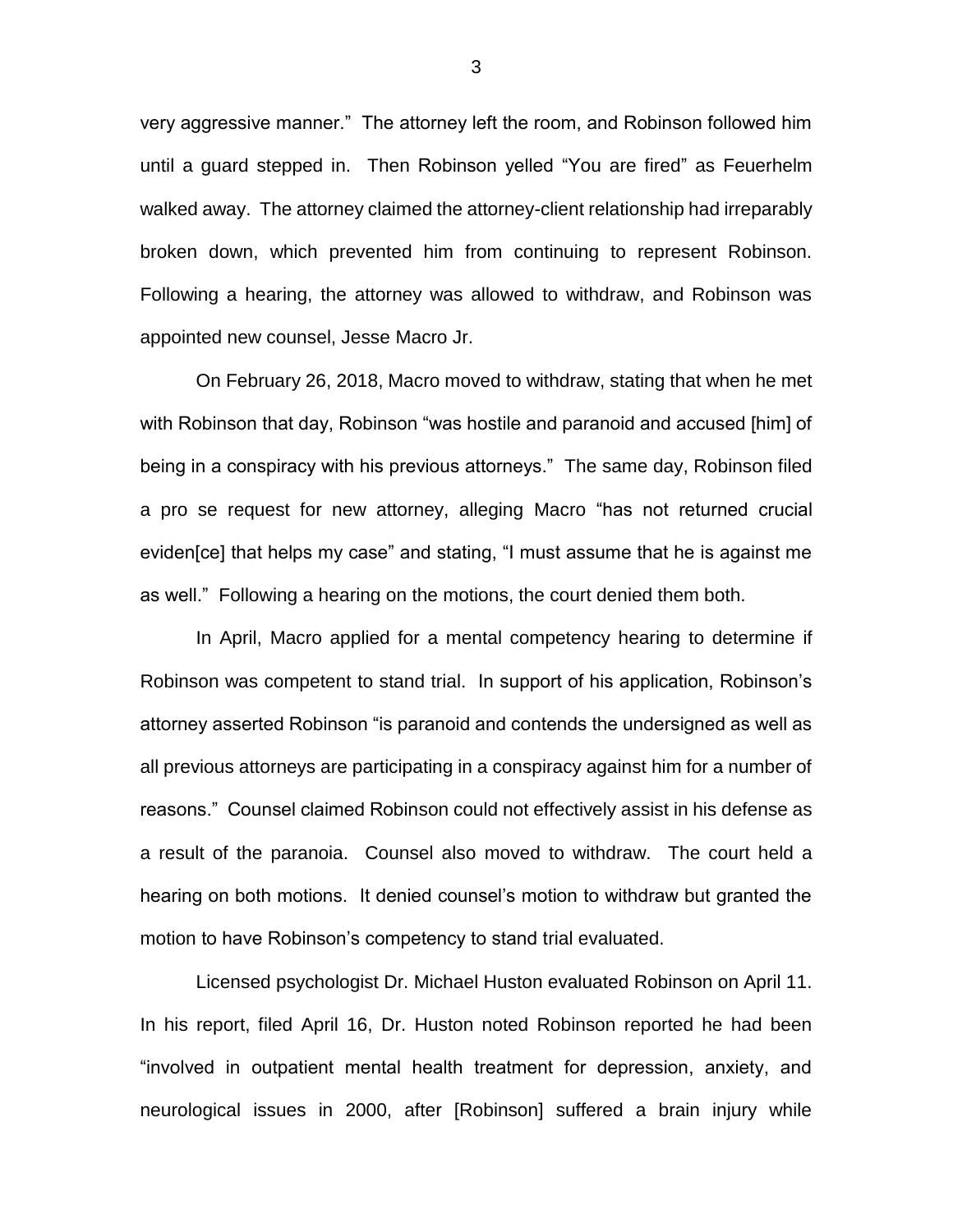very aggressive manner." The attorney left the room, and Robinson followed him until a guard stepped in. Then Robinson yelled "You are fired" as Feuerhelm walked away. The attorney claimed the attorney-client relationship had irreparably broken down, which prevented him from continuing to represent Robinson. Following a hearing, the attorney was allowed to withdraw, and Robinson was appointed new counsel, Jesse Macro Jr.

On February 26, 2018, Macro moved to withdraw, stating that when he met with Robinson that day, Robinson "was hostile and paranoid and accused [him] of being in a conspiracy with his previous attorneys." The same day, Robinson filed a pro se request for new attorney, alleging Macro "has not returned crucial eviden[ce] that helps my case" and stating, "I must assume that he is against me as well." Following a hearing on the motions, the court denied them both.

In April, Macro applied for a mental competency hearing to determine if Robinson was competent to stand trial. In support of his application, Robinson's attorney asserted Robinson "is paranoid and contends the undersigned as well as all previous attorneys are participating in a conspiracy against him for a number of reasons." Counsel claimed Robinson could not effectively assist in his defense as a result of the paranoia. Counsel also moved to withdraw. The court held a hearing on both motions. It denied counsel's motion to withdraw but granted the motion to have Robinson's competency to stand trial evaluated.

Licensed psychologist Dr. Michael Huston evaluated Robinson on April 11. In his report, filed April 16, Dr. Huston noted Robinson reported he had been "involved in outpatient mental health treatment for depression, anxiety, and neurological issues in 2000, after [Robinson] suffered a brain injury while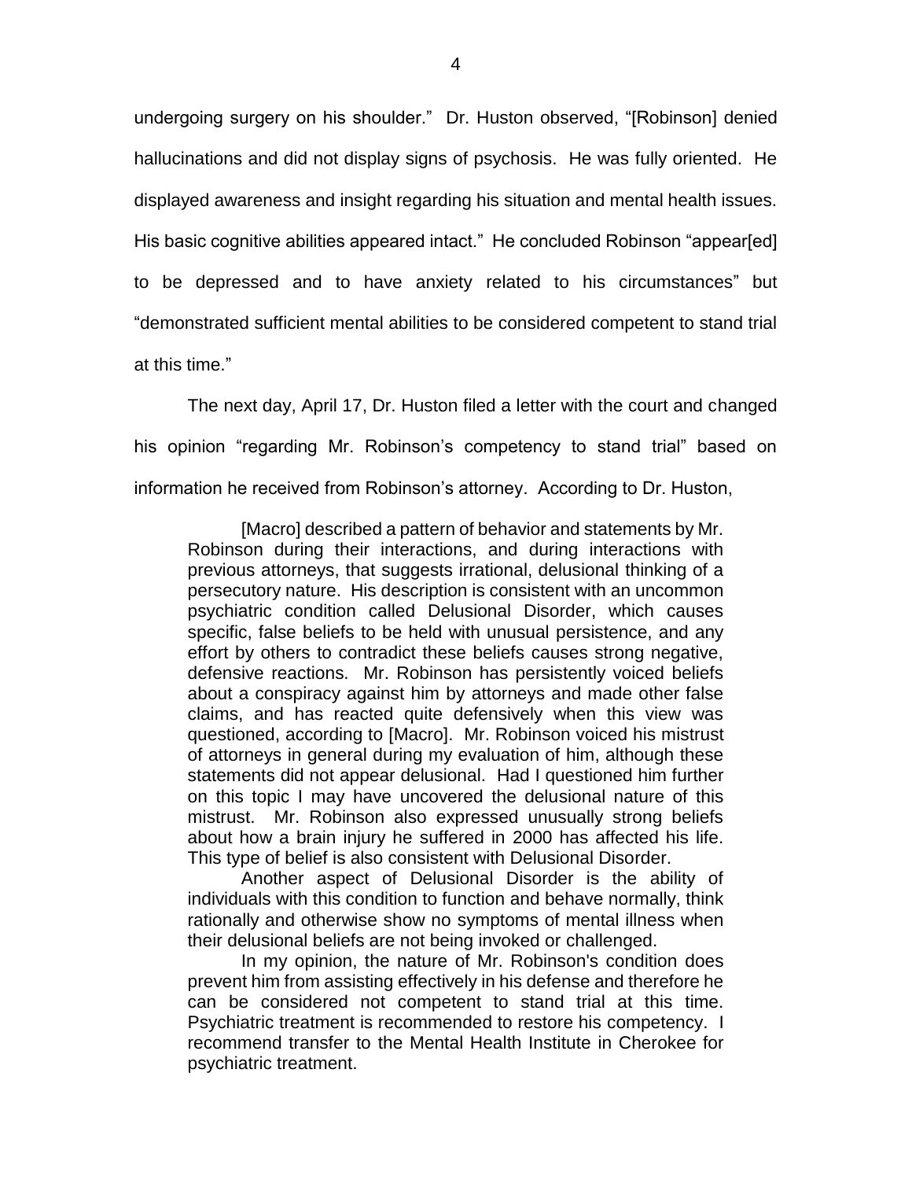undergoing surgery on his shoulder." Dr. Huston observed, "[Robinson] denied hallucinations and did not display signs of psychosis. He was fully oriented. He displayed awareness and insight regarding his situation and mental health issues. His basic cognitive abilities appeared intact." He concluded Robinson "appear[ed] to be depressed and to have anxiety related to his circumstances" but "demonstrated sufficient mental abilities to be considered competent to stand trial at this time."

The next day, April 17, Dr. Huston filed a letter with the court and changed his opinion "regarding Mr. Robinson's competency to stand trial" based on information he received from Robinson's attorney. According to Dr. Huston,

> [Macro] described a pattern of behavior and statements by Mr. Robinson during their interactions, and during interactions with previous attorneys, that suggests irrational, delusional thinking of a persecutory nature. His description is consistent with an uncommon psychiatric condition called Delusional Disorder, which causes specific, false beliefs to be held with unusual persistence, and any effort by others to contradict these beliefs causes strong negative, defensive reactions. Mr. Robinson has persistently voiced beliefs about a conspiracy against him by attorneys and made other false claims, and has reacted quite defensively when this view was questioned, according to [Macro]. Mr. Robinson voiced his mistrust of attorneys in general during my evaluation of him, although these statements did not appear delusional. Had I questioned him further on this topic I may have uncovered the delusional nature of this mistrust. Mr. Robinson also expressed unusually strong beliefs about how a brain injury he suffered in 2000 has affected his life. This type of belief is also consistent with Delusional Disorder.
>
> Another aspect of Delusional Disorder is the ability of individuals with this condition to function and behave normally, think rationally and otherwise show no symptoms of mental illness when their delusional beliefs are not being invoked or challenged.
>
> In my opinion, the nature of Mr. Robinson's condition does prevent him from assisting effectively in his defense and therefore he can be considered not competent to stand trial at this time. Psychiatric treatment is recommended to restore his competency. I recommend transfer to the Mental Health Institute in Cherokee for psychiatric treatment.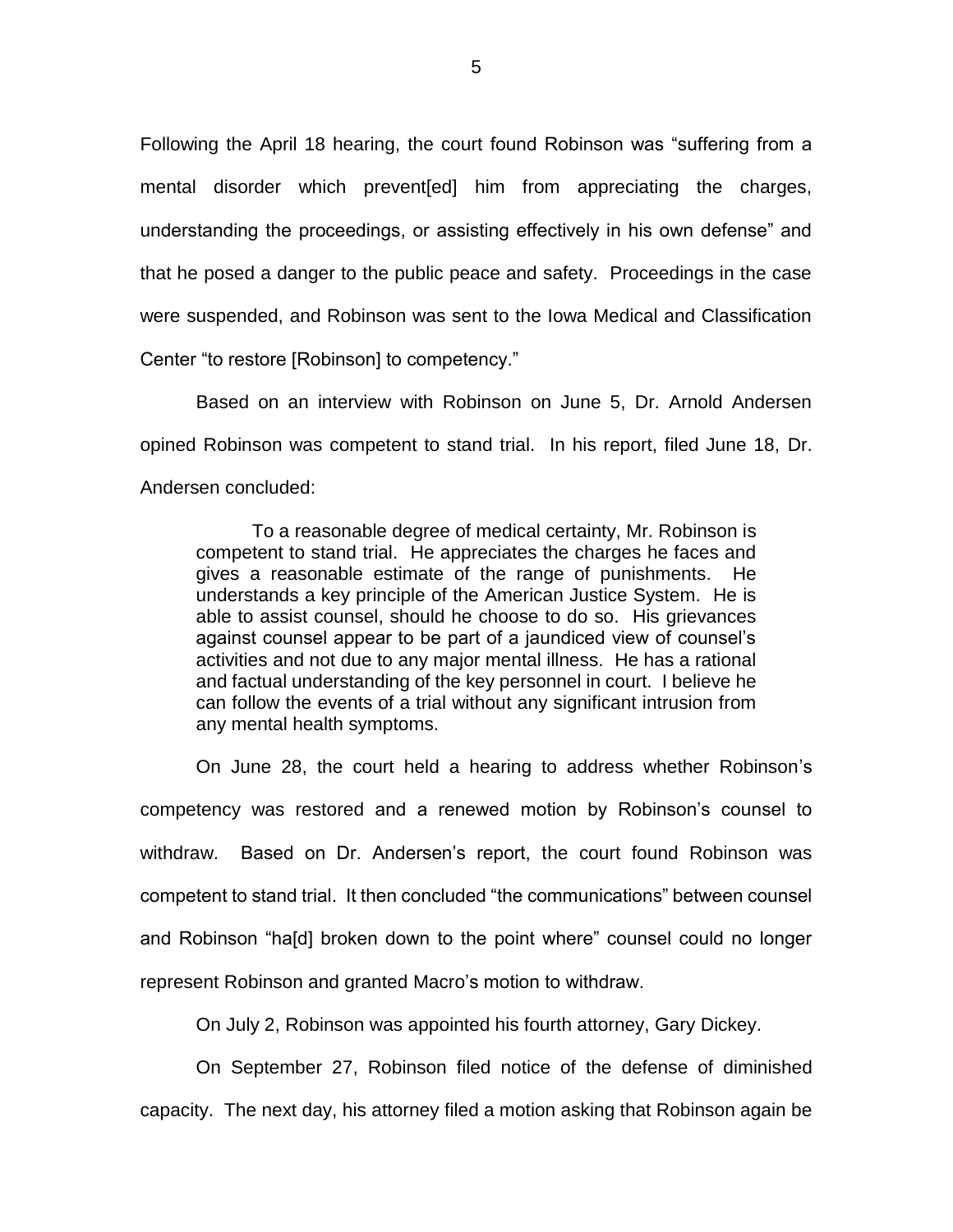Following the April 18 hearing, the court found Robinson was "suffering from a mental disorder which prevent[ed] him from appreciating the charges, understanding the proceedings, or assisting effectively in his own defense" and that he posed a danger to the public peace and safety. Proceedings in the case were suspended, and Robinson was sent to the Iowa Medical and Classification Center "to restore [Robinson] to competency."

Based on an interview with Robinson on June 5, Dr. Arnold Andersen opined Robinson was competent to stand trial. In his report, filed June 18, Dr. Andersen concluded:

> To a reasonable degree of medical certainty, Mr. Robinson is competent to stand trial. He appreciates the charges he faces and gives a reasonable estimate of the range of punishments. He understands a key principle of the American Justice System. He is able to assist counsel, should he choose to do so. His grievances against counsel appear to be part of a jaundiced view of counsel's activities and not due to any major mental illness. He has a rational and factual understanding of the key personnel in court. I believe he can follow the events of a trial without any significant intrusion from any mental health symptoms.

On June 28, the court held a hearing to address whether Robinson's competency was restored and a renewed motion by Robinson's counsel to withdraw. Based on Dr. Andersen's report, the court found Robinson was competent to stand trial. It then concluded "the communications" between counsel and Robinson "ha[d] broken down to the point where" counsel could no longer represent Robinson and granted Macro's motion to withdraw.

On July 2, Robinson was appointed his fourth attorney, Gary Dickey.

On September 27, Robinson filed notice of the defense of diminished capacity. The next day, his attorney filed a motion asking that Robinson again be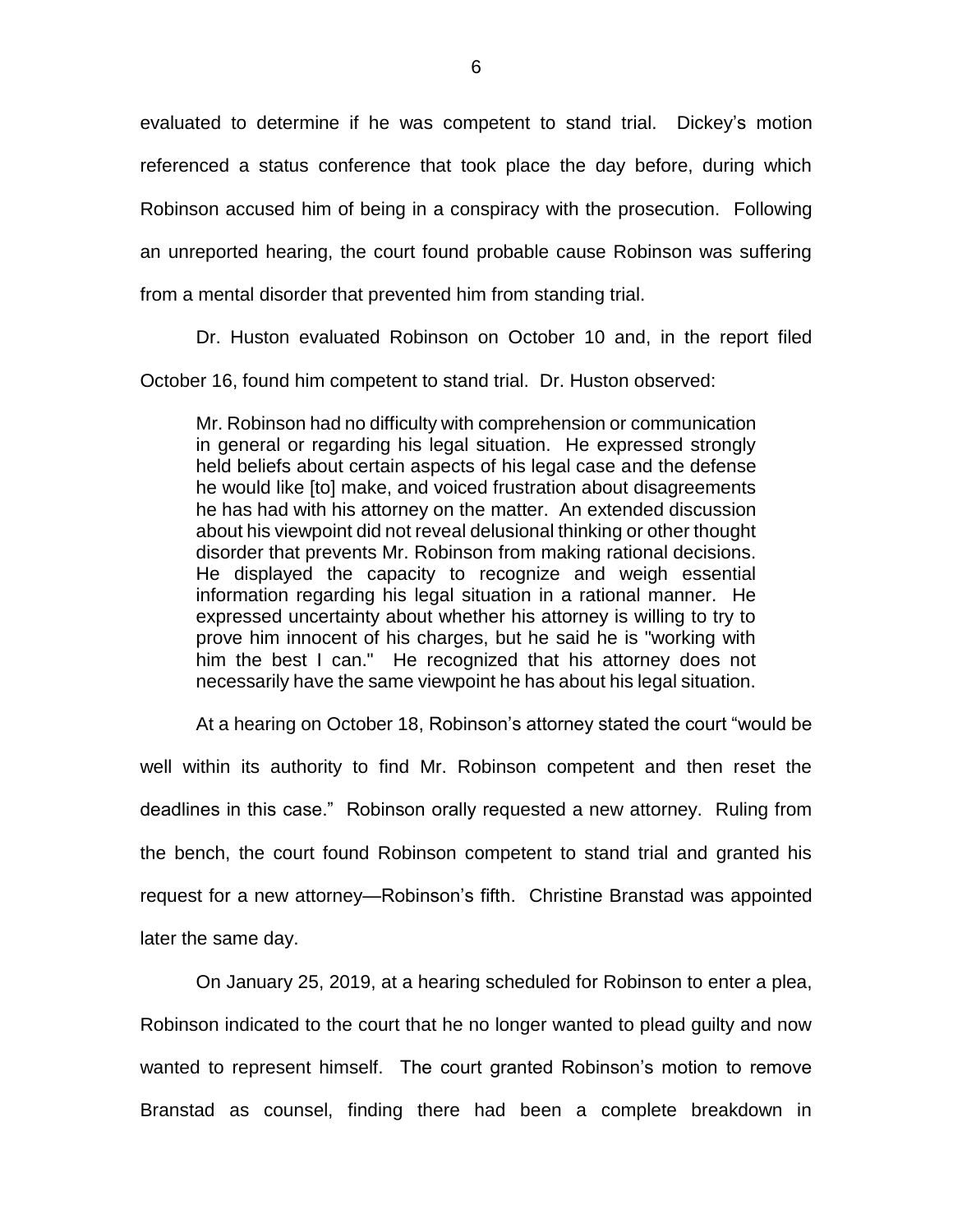evaluated to determine if he was competent to stand trial. Dickey's motion referenced a status conference that took place the day before, during which Robinson accused him of being in a conspiracy with the prosecution. Following an unreported hearing, the court found probable cause Robinson was suffering from a mental disorder that prevented him from standing trial.

Dr. Huston evaluated Robinson on October 10 and, in the report filed October 16, found him competent to stand trial. Dr. Huston observed:

> Mr. Robinson had no difficulty with comprehension or communication in general or regarding his legal situation. He expressed strongly held beliefs about certain aspects of his legal case and the defense he would like [to] make, and voiced frustration about disagreements he has had with his attorney on the matter. An extended discussion about his viewpoint did not reveal delusional thinking or other thought disorder that prevents Mr. Robinson from making rational decisions. He displayed the capacity to recognize and weigh essential information regarding his legal situation in a rational manner. He expressed uncertainty about whether his attorney is willing to try to prove him innocent of his charges, but he said he is "working with him the best I can." He recognized that his attorney does not necessarily have the same viewpoint he has about his legal situation.

At a hearing on October 18, Robinson's attorney stated the court "would be well within its authority to find Mr. Robinson competent and then reset the deadlines in this case." Robinson orally requested a new attorney. Ruling from the bench, the court found Robinson competent to stand trial and granted his request for a new attorney—Robinson's fifth. Christine Branstad was appointed later the same day.

On January 25, 2019, at a hearing scheduled for Robinson to enter a plea, Robinson indicated to the court that he no longer wanted to plead guilty and now wanted to represent himself. The court granted Robinson's motion to remove Branstad as counsel, finding there had been a complete breakdown in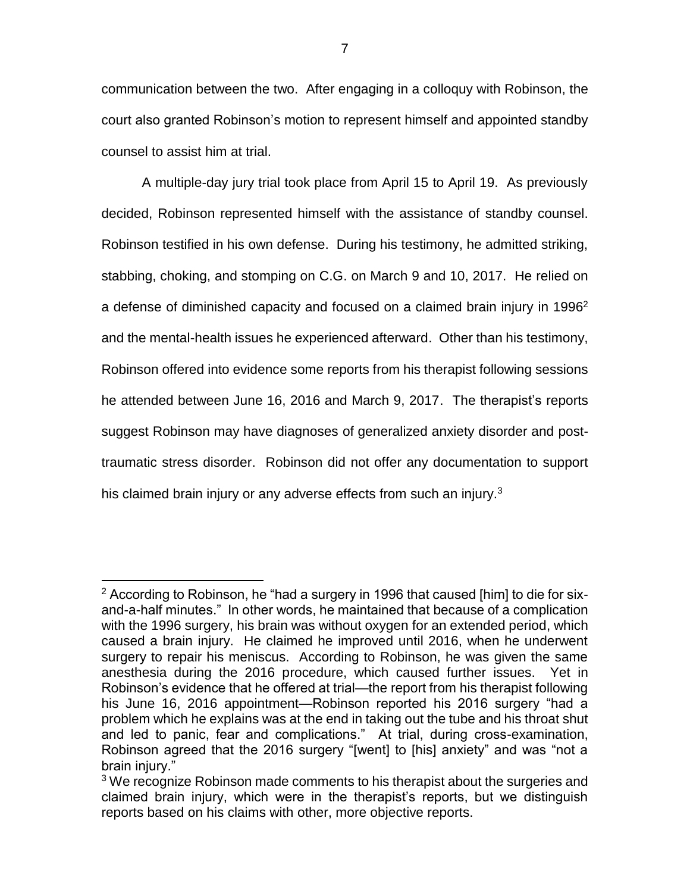communication between the two. After engaging in a colloquy with Robinson, the court also granted Robinson's motion to represent himself and appointed standby counsel to assist him at trial.

A multiple-day jury trial took place from April 15 to April 19. As previously decided, Robinson represented himself with the assistance of standby counsel. Robinson testified in his own defense. During his testimony, he admitted striking, stabbing, choking, and stomping on C.G. on March 9 and 10, 2017. He relied on a defense of diminished capacity and focused on a claimed brain injury in 1996[2] and the mental-health issues he experienced afterward. Other than his testimony, Robinson offered into evidence some reports from his therapist following sessions he attended between June 16, 2016 and March 9, 2017. The therapist's reports suggest Robinson may have diagnoses of generalized anxiety disorder and post-traumatic stress disorder. Robinson did not offer any documentation to support his claimed brain injury or any adverse effects from such an injury.[3]

---

[2] According to Robinson, he "had a surgery in 1996 that caused [him] to die for six-and-a-half minutes." In other words, he maintained that because of a complication with the 1996 surgery, his brain was without oxygen for an extended period, which caused a brain injury. He claimed he improved until 2016, when he underwent surgery to repair his meniscus. According to Robinson, he was given the same anesthesia during the 2016 procedure, which caused further issues. Yet in Robinson's evidence that he offered at trial—the report from his therapist following his June 16, 2016 appointment—Robinson reported his 2016 surgery "had a problem which he explains was at the end in taking out the tube and his throat shut and led to panic, fear and complications." At trial, during cross-examination, Robinson agreed that the 2016 surgery "[went] to [his] anxiety" and was "not a brain injury."

[3] We recognize Robinson made comments to his therapist about the surgeries and claimed brain injury, which were in the therapist's reports, but we distinguish reports based on his claims with other, more objective reports.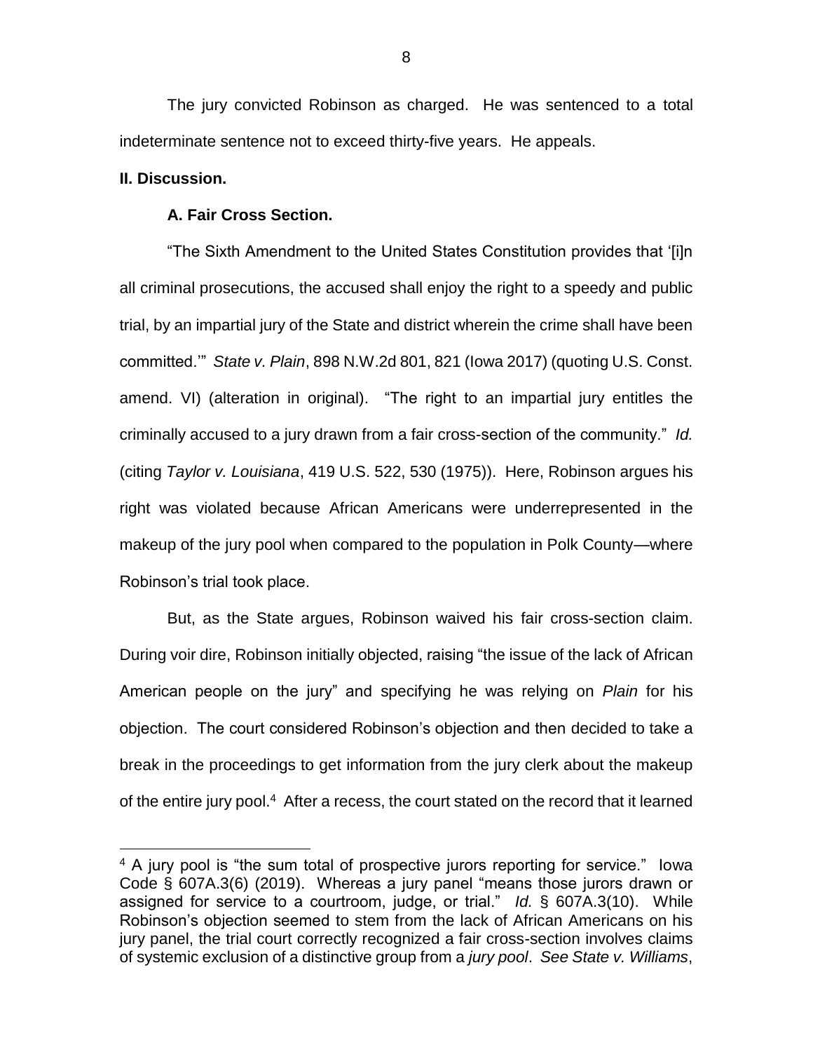The jury convicted Robinson as charged. He was sentenced to a total indeterminate sentence not to exceed thirty-five years. He appeals.

**II. Discussion.**

**A. Fair Cross Section.**

"The Sixth Amendment to the United States Constitution provides that '[i]n all criminal prosecutions, the accused shall enjoy the right to a speedy and public trial, by an impartial jury of the State and district wherein the crime shall have been committed.'" *State v. Plain*, 898 N.W.2d 801, 821 (Iowa 2017) (quoting U.S. Const. amend. VI) (alteration in original). "The right to an impartial jury entitles the criminally accused to a jury drawn from a fair cross-section of the community." *Id.* (citing *Taylor v. Louisiana*, 419 U.S. 522, 530 (1975)). Here, Robinson argues his right was violated because African Americans were underrepresented in the makeup of the jury pool when compared to the population in Polk County—where Robinson's trial took place.

But, as the State argues, Robinson waived his fair cross-section claim. During voir dire, Robinson initially objected, raising "the issue of the lack of African American people on the jury" and specifying he was relying on *Plain* for his objection. The court considered Robinson's objection and then decided to take a break in the proceedings to get information from the jury clerk about the makeup of the entire jury pool.[4] After a recess, the court stated on the record that it learned

[4] A jury pool is "the sum total of prospective jurors reporting for service." Iowa Code § 607A.3(6) (2019). Whereas a jury panel "means those jurors drawn or assigned for service to a courtroom, judge, or trial." *Id.* § 607A.3(10). While Robinson's objection seemed to stem from the lack of African Americans on his jury panel, the trial court correctly recognized a fair cross-section involves claims of systemic exclusion of a distinctive group from a *jury pool*. *See State v. Williams*,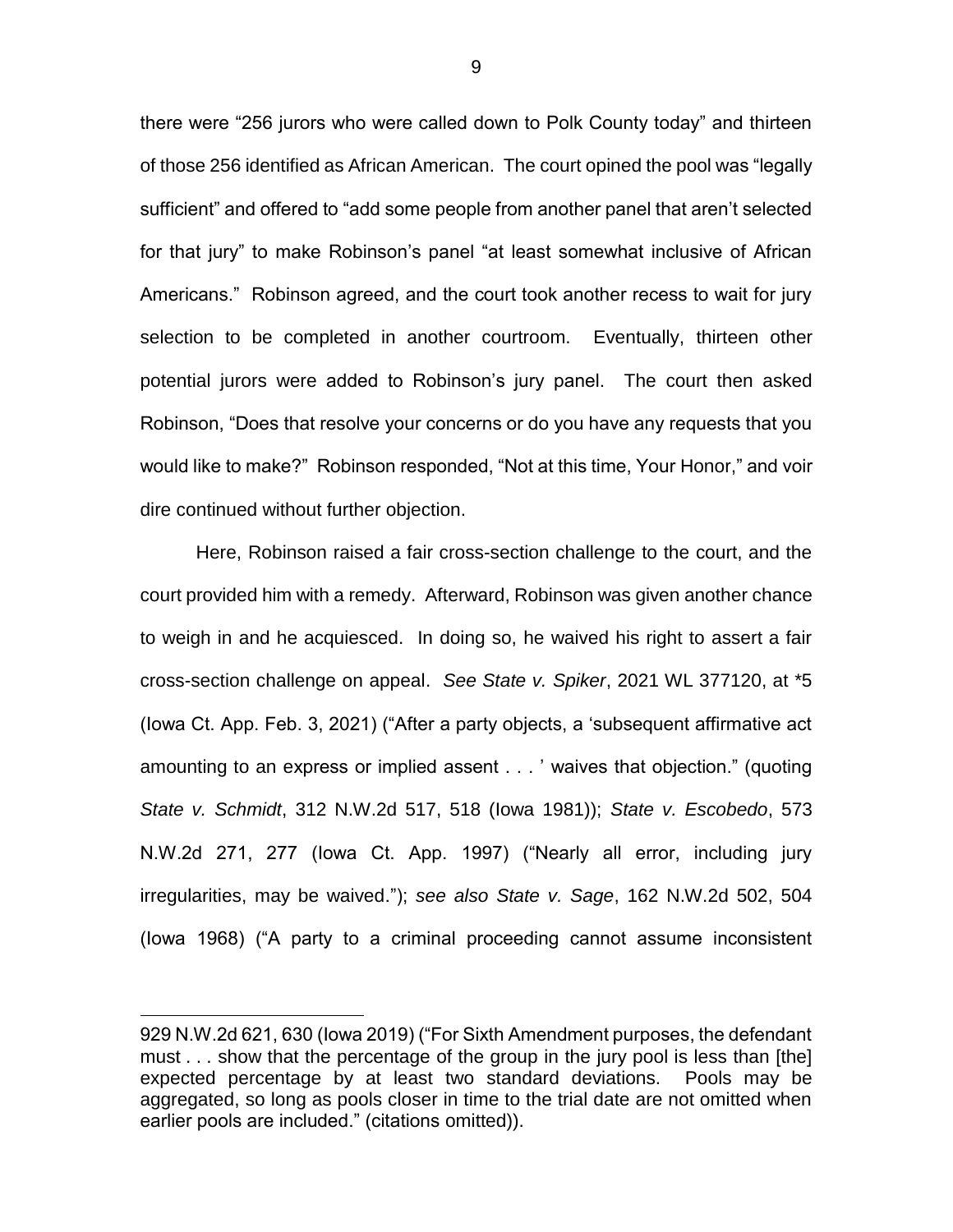there were "256 jurors who were called down to Polk County today" and thirteen of those 256 identified as African American. The court opined the pool was "legally sufficient" and offered to "add some people from another panel that aren't selected for that jury" to make Robinson's panel "at least somewhat inclusive of African Americans." Robinson agreed, and the court took another recess to wait for jury selection to be completed in another courtroom. Eventually, thirteen other potential jurors were added to Robinson's jury panel. The court then asked Robinson, "Does that resolve your concerns or do you have any requests that you would like to make?" Robinson responded, "Not at this time, Your Honor," and voir dire continued without further objection.

Here, Robinson raised a fair cross-section challenge to the court, and the court provided him with a remedy. Afterward, Robinson was given another chance to weigh in and he acquiesced. In doing so, he waived his right to assert a fair cross-section challenge on appeal. *See State v. Spiker*, 2021 WL 377120, at *5 (Iowa Ct. App. Feb. 3, 2021) ("After a party objects, a 'subsequent affirmative act amounting to an express or implied assent . . . ' waives that objection." (quoting *State v. Schmidt*, 312 N.W.2d 517, 518 (Iowa 1981)); *State v. Escobedo*, 573 N.W.2d 271, 277 (Iowa Ct. App. 1997) ("Nearly all error, including jury irregularities, may be waived."); *see also State v. Sage*, 162 N.W.2d 502, 504 (Iowa 1968) ("A party to a criminal proceeding cannot assume inconsistent

---

929 N.W.2d 621, 630 (Iowa 2019) ("For Sixth Amendment purposes, the defendant must . . . show that the percentage of the group in the jury pool is less than [the] expected percentage by at least two standard deviations. Pools may be aggregated, so long as pools closer in time to the trial date are not omitted when earlier pools are included." (citations omitted)).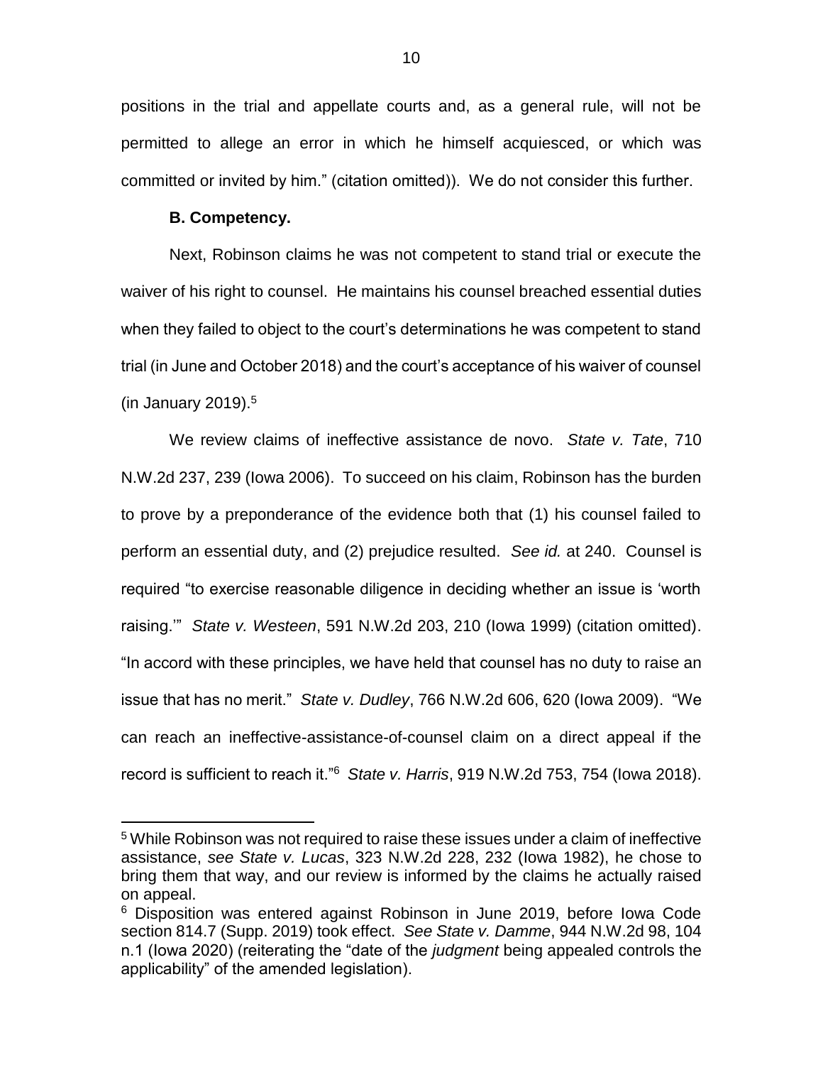positions in the trial and appellate courts and, as a general rule, will not be permitted to allege an error in which he himself acquiesced, or which was committed or invited by him." (citation omitted)). We do not consider this further.

**B. Competency.**

Next, Robinson claims he was not competent to stand trial or execute the waiver of his right to counsel. He maintains his counsel breached essential duties when they failed to object to the court's determinations he was competent to stand trial (in June and October 2018) and the court's acceptance of his waiver of counsel (in January 2019).[5]

We review claims of ineffective assistance de novo. *State v. Tate*, 710 N.W.2d 237, 239 (Iowa 2006). To succeed on his claim, Robinson has the burden to prove by a preponderance of the evidence both that (1) his counsel failed to perform an essential duty, and (2) prejudice resulted. *See id.* at 240. Counsel is required "to exercise reasonable diligence in deciding whether an issue is 'worth raising.'" *State v. Westeen*, 591 N.W.2d 203, 210 (Iowa 1999) (citation omitted). "In accord with these principles, we have held that counsel has no duty to raise an issue that has no merit." *State v. Dudley*, 766 N.W.2d 606, 620 (Iowa 2009). "We can reach an ineffective-assistance-of-counsel claim on a direct appeal if the record is sufficient to reach it."[6] *State v. Harris*, 919 N.W.2d 753, 754 (Iowa 2018).

---

[5] While Robinson was not required to raise these issues under a claim of ineffective assistance, *see State v. Lucas*, 323 N.W.2d 228, 232 (Iowa 1982), he chose to bring them that way, and our review is informed by the claims he actually raised on appeal.

[6] Disposition was entered against Robinson in June 2019, before Iowa Code section 814.7 (Supp. 2019) took effect. *See State v. Damme*, 944 N.W.2d 98, 104 n.1 (Iowa 2020) (reiterating the "date of the *judgment* being appealed controls the applicability" of the amended legislation).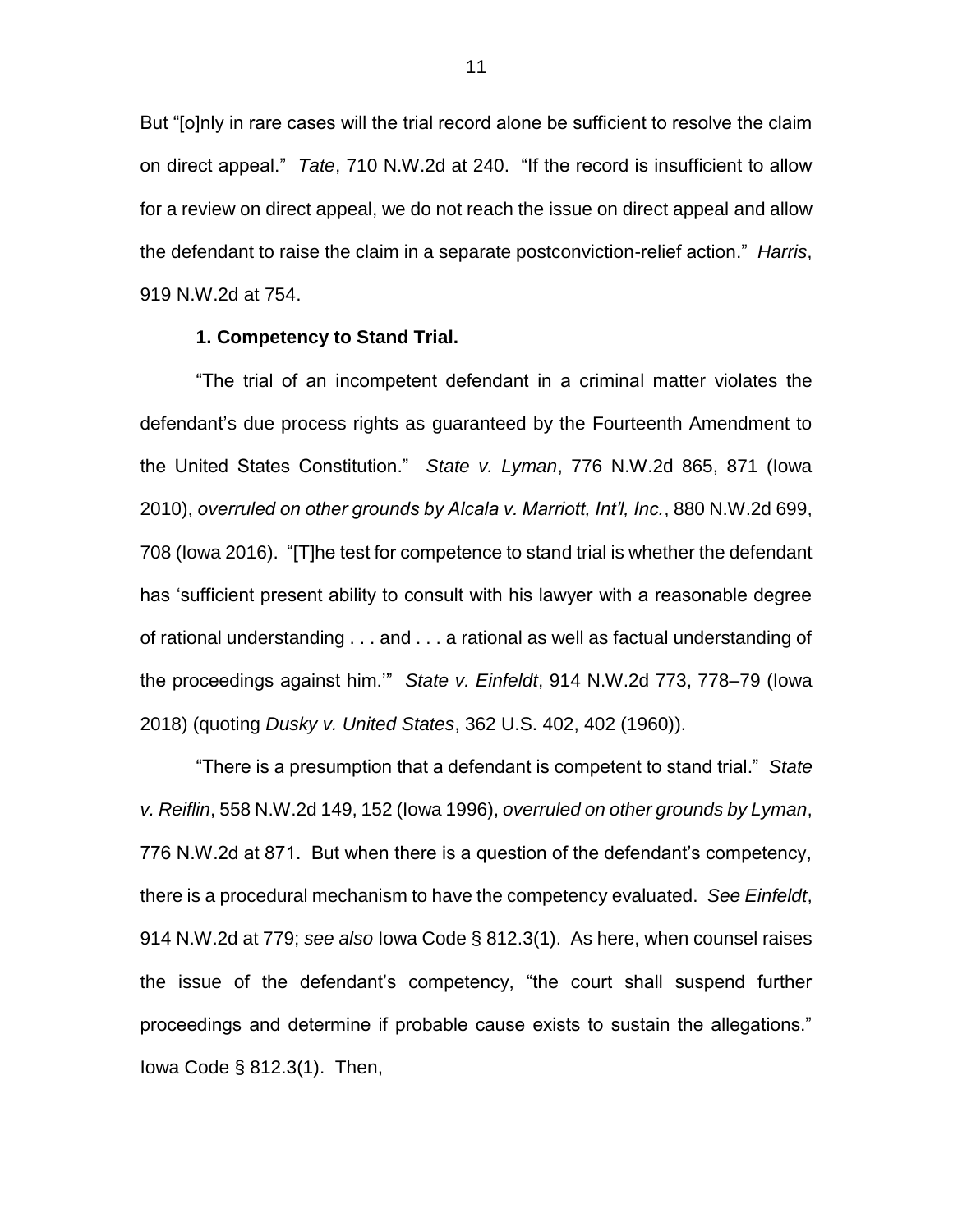But "[o]nly in rare cases will the trial record alone be sufficient to resolve the claim on direct appeal." *Tate*, 710 N.W.2d at 240. "If the record is insufficient to allow for a review on direct appeal, we do not reach the issue on direct appeal and allow the defendant to raise the claim in a separate postconviction-relief action." *Harris*, 919 N.W.2d at 754.

**1. Competency to Stand Trial.**

"The trial of an incompetent defendant in a criminal matter violates the defendant's due process rights as guaranteed by the Fourteenth Amendment to the United States Constitution." *State v. Lyman*, 776 N.W.2d 865, 871 (Iowa 2010), *overruled on other grounds by Alcala v. Marriott, Int'l, Inc.*, 880 N.W.2d 699, 708 (Iowa 2016). "[T]he test for competence to stand trial is whether the defendant has 'sufficient present ability to consult with his lawyer with a reasonable degree of rational understanding . . . and . . . a rational as well as factual understanding of the proceedings against him.'" *State v. Einfeldt*, 914 N.W.2d 773, 778–79 (Iowa 2018) (quoting *Dusky v. United States*, 362 U.S. 402, 402 (1960)).

"There is a presumption that a defendant is competent to stand trial." *State v. Reiflin*, 558 N.W.2d 149, 152 (Iowa 1996), *overruled on other grounds by Lyman*, 776 N.W.2d at 871. But when there is a question of the defendant's competency, there is a procedural mechanism to have the competency evaluated. *See Einfeldt*, 914 N.W.2d at 779; *see also* Iowa Code § 812.3(1). As here, when counsel raises the issue of the defendant's competency, "the court shall suspend further proceedings and determine if probable cause exists to sustain the allegations." Iowa Code § 812.3(1). Then,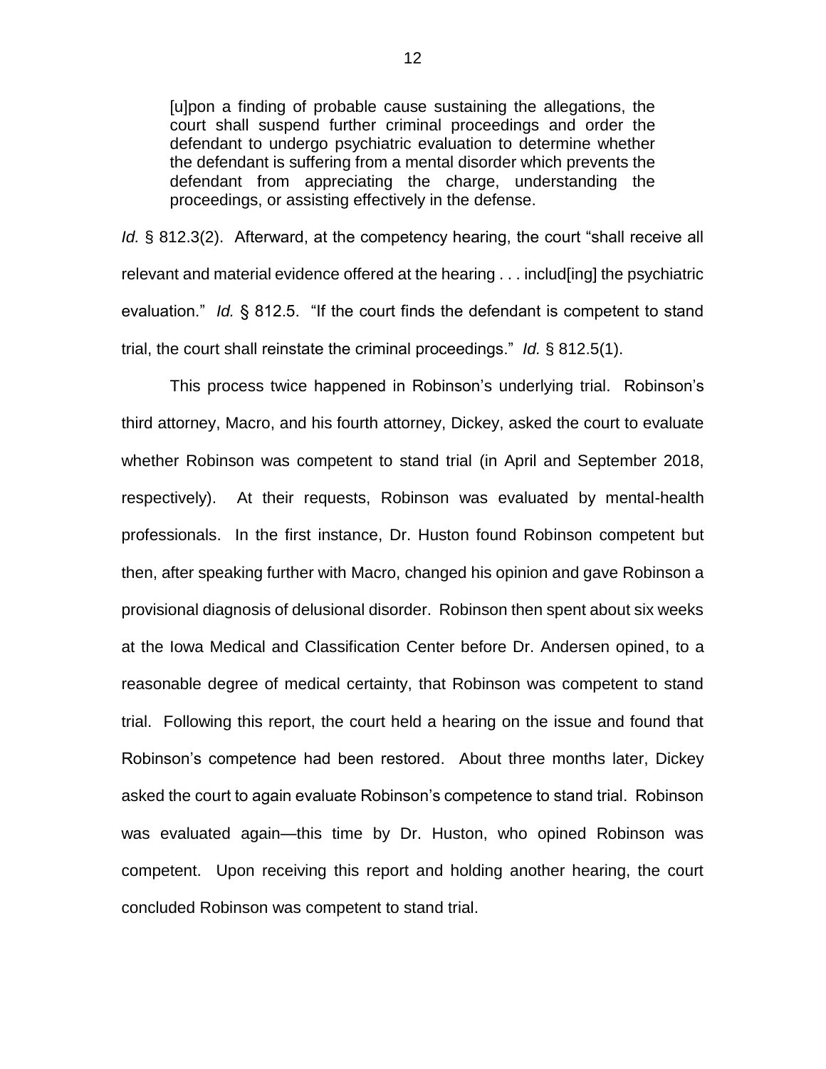> [u]pon a finding of probable cause sustaining the allegations, the court shall suspend further criminal proceedings and order the defendant to undergo psychiatric evaluation to determine whether the defendant is suffering from a mental disorder which prevents the defendant from appreciating the charge, understanding the proceedings, or assisting effectively in the defense.

*Id.* § 812.3(2). Afterward, at the competency hearing, the court "shall receive all relevant and material evidence offered at the hearing . . . includ[ing] the psychiatric evaluation." *Id.* § 812.5. "If the court finds the defendant is competent to stand trial, the court shall reinstate the criminal proceedings." *Id.* § 812.5(1).

This process twice happened in Robinson's underlying trial. Robinson's third attorney, Macro, and his fourth attorney, Dickey, asked the court to evaluate whether Robinson was competent to stand trial (in April and September 2018, respectively). At their requests, Robinson was evaluated by mental-health professionals. In the first instance, Dr. Huston found Robinson competent but then, after speaking further with Macro, changed his opinion and gave Robinson a provisional diagnosis of delusional disorder. Robinson then spent about six weeks at the Iowa Medical and Classification Center before Dr. Andersen opined, to a reasonable degree of medical certainty, that Robinson was competent to stand trial. Following this report, the court held a hearing on the issue and found that Robinson's competence had been restored. About three months later, Dickey asked the court to again evaluate Robinson's competence to stand trial. Robinson was evaluated again—this time by Dr. Huston, who opined Robinson was competent. Upon receiving this report and holding another hearing, the court concluded Robinson was competent to stand trial.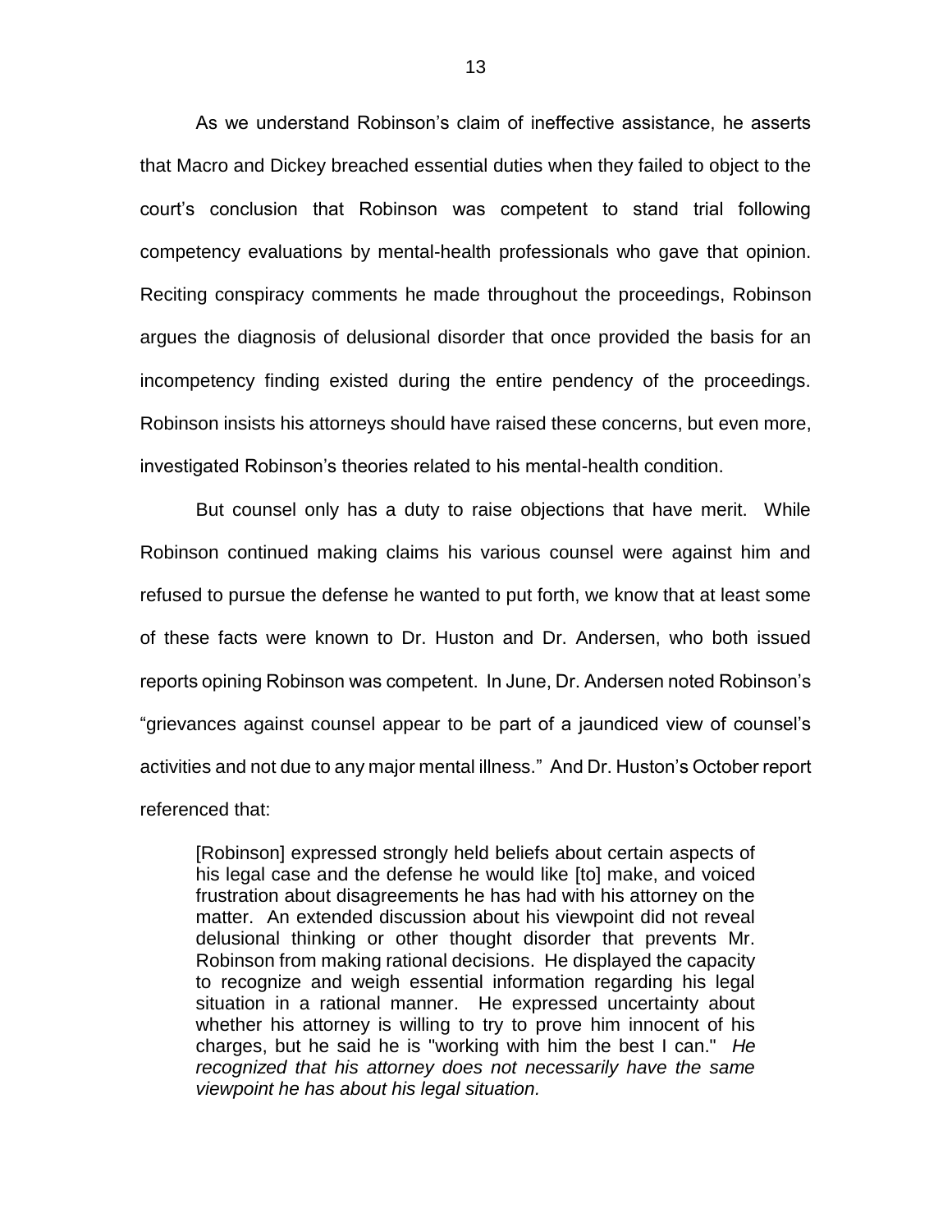As we understand Robinson's claim of ineffective assistance, he asserts that Macro and Dickey breached essential duties when they failed to object to the court's conclusion that Robinson was competent to stand trial following competency evaluations by mental-health professionals who gave that opinion. Reciting conspiracy comments he made throughout the proceedings, Robinson argues the diagnosis of delusional disorder that once provided the basis for an incompetency finding existed during the entire pendency of the proceedings. Robinson insists his attorneys should have raised these concerns, but even more, investigated Robinson's theories related to his mental-health condition.

But counsel only has a duty to raise objections that have merit. While Robinson continued making claims his various counsel were against him and refused to pursue the defense he wanted to put forth, we know that at least some of these facts were known to Dr. Huston and Dr. Andersen, who both issued reports opining Robinson was competent. In June, Dr. Andersen noted Robinson's "grievances against counsel appear to be part of a jaundiced view of counsel's activities and not due to any major mental illness." And Dr. Huston's October report referenced that:

> [Robinson] expressed strongly held beliefs about certain aspects of his legal case and the defense he would like [to] make, and voiced frustration about disagreements he has had with his attorney on the matter. An extended discussion about his viewpoint did not reveal delusional thinking or other thought disorder that prevents Mr. Robinson from making rational decisions. He displayed the capacity to recognize and weigh essential information regarding his legal situation in a rational manner. He expressed uncertainty about whether his attorney is willing to try to prove him innocent of his charges, but he said he is "working with him the best I can." *He recognized that his attorney does not necessarily have the same viewpoint he has about his legal situation.*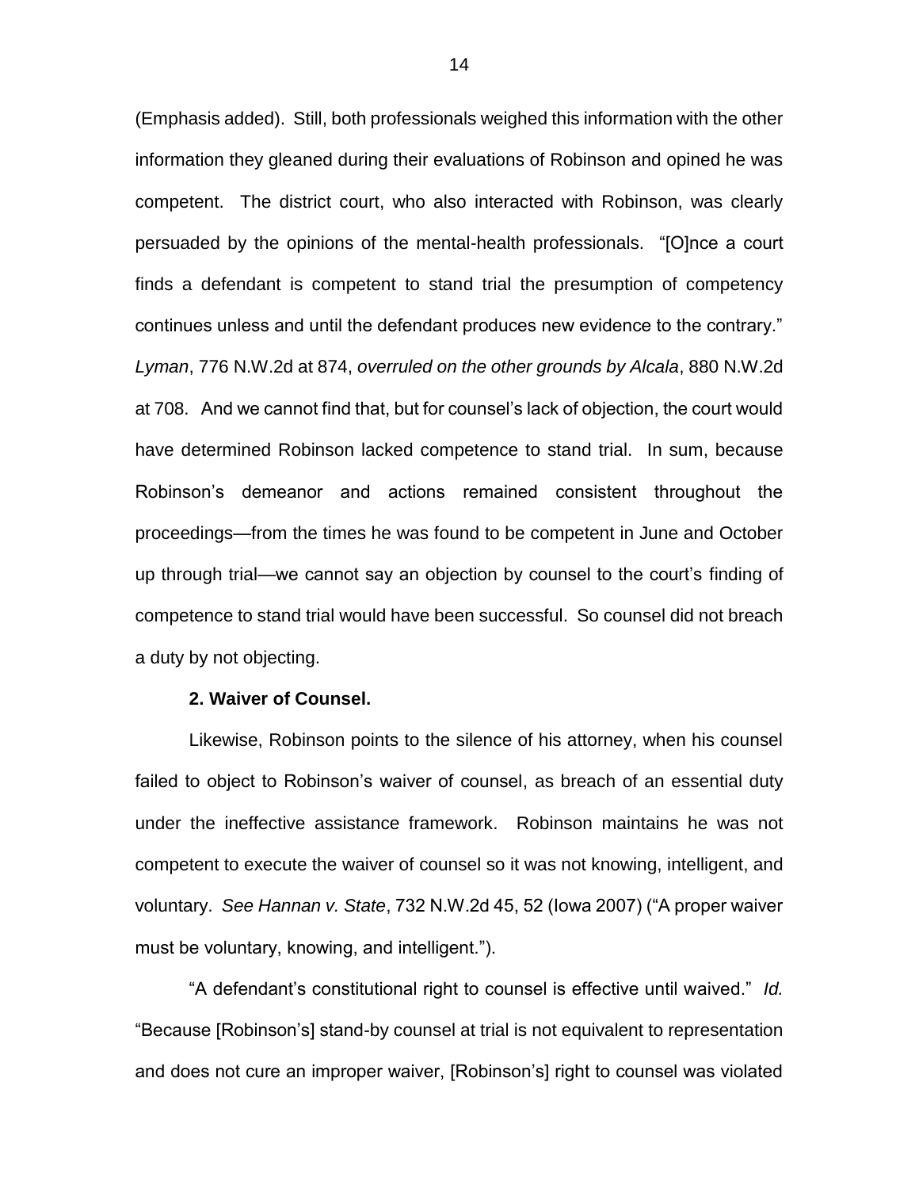(Emphasis added). Still, both professionals weighed this information with the other information they gleaned during their evaluations of Robinson and opined he was competent. The district court, who also interacted with Robinson, was clearly persuaded by the opinions of the mental-health professionals. "[O]nce a court finds a defendant is competent to stand trial the presumption of competency continues unless and until the defendant produces new evidence to the contrary." *Lyman*, 776 N.W.2d at 874, *overruled on the other grounds by Alcala*, 880 N.W.2d at 708. And we cannot find that, but for counsel's lack of objection, the court would have determined Robinson lacked competence to stand trial. In sum, because Robinson's demeanor and actions remained consistent throughout the proceedings—from the times he was found to be competent in June and October up through trial—we cannot say an objection by counsel to the court's finding of competence to stand trial would have been successful. So counsel did not breach a duty by not objecting.

**2. Waiver of Counsel.**

Likewise, Robinson points to the silence of his attorney, when his counsel failed to object to Robinson's waiver of counsel, as breach of an essential duty under the ineffective assistance framework. Robinson maintains he was not competent to execute the waiver of counsel so it was not knowing, intelligent, and voluntary. *See Hannan v. State*, 732 N.W.2d 45, 52 (Iowa 2007) ("A proper waiver must be voluntary, knowing, and intelligent.").

"A defendant's constitutional right to counsel is effective until waived." *Id.* "Because [Robinson's] stand-by counsel at trial is not equivalent to representation and does not cure an improper waiver, [Robinson's] right to counsel was violated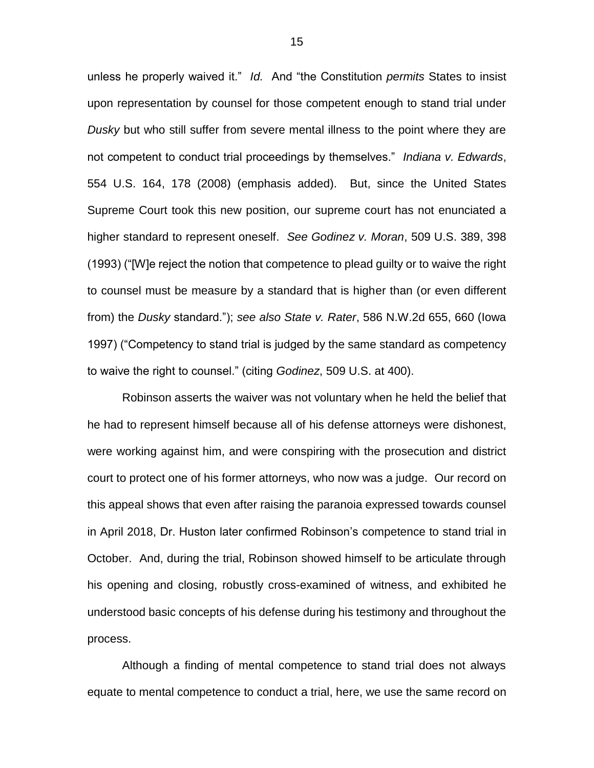unless he properly waived it." *Id.* And "the Constitution *permits* States to insist upon representation by counsel for those competent enough to stand trial under *Dusky* but who still suffer from severe mental illness to the point where they are not competent to conduct trial proceedings by themselves." *Indiana v. Edwards*, 554 U.S. 164, 178 (2008) (emphasis added). But, since the United States Supreme Court took this new position, our supreme court has not enunciated a higher standard to represent oneself. *See Godinez v. Moran*, 509 U.S. 389, 398 (1993) ("[W]e reject the notion that competence to plead guilty or to waive the right to counsel must be measure by a standard that is higher than (or even different from) the *Dusky* standard."); *see also State v. Rater*, 586 N.W.2d 655, 660 (Iowa 1997) ("Competency to stand trial is judged by the same standard as competency to waive the right to counsel." (citing *Godinez*, 509 U.S. at 400).

Robinson asserts the waiver was not voluntary when he held the belief that he had to represent himself because all of his defense attorneys were dishonest, were working against him, and were conspiring with the prosecution and district court to protect one of his former attorneys, who now was a judge. Our record on this appeal shows that even after raising the paranoia expressed towards counsel in April 2018, Dr. Huston later confirmed Robinson's competence to stand trial in October. And, during the trial, Robinson showed himself to be articulate through his opening and closing, robustly cross-examined of witness, and exhibited he understood basic concepts of his defense during his testimony and throughout the process.

Although a finding of mental competence to stand trial does not always equate to mental competence to conduct a trial, here, we use the same record on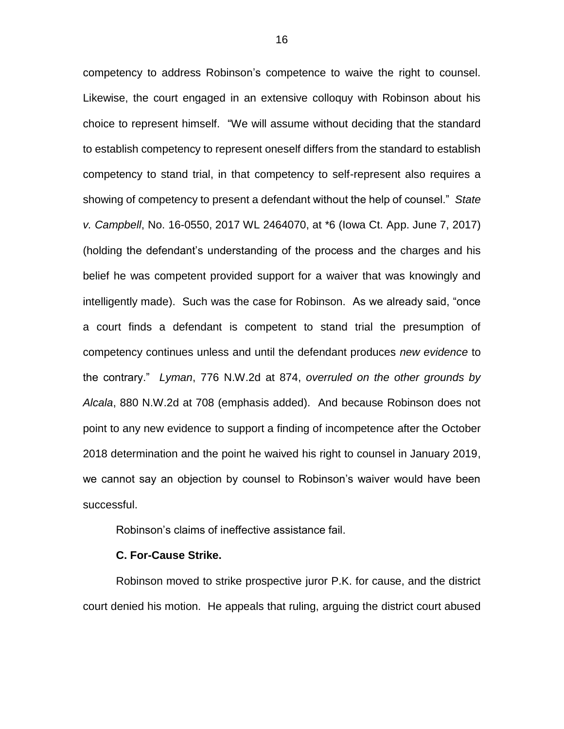competency to address Robinson's competence to waive the right to counsel. Likewise, the court engaged in an extensive colloquy with Robinson about his choice to represent himself. "We will assume without deciding that the standard to establish competency to represent oneself differs from the standard to establish competency to stand trial, in that competency to self-represent also requires a showing of competency to present a defendant without the help of counsel." *State v. Campbell*, No. 16-0550, 2017 WL 2464070, at *6 (Iowa Ct. App. June 7, 2017) (holding the defendant's understanding of the process and the charges and his belief he was competent provided support for a waiver that was knowingly and intelligently made). Such was the case for Robinson. As we already said, "once a court finds a defendant is competent to stand trial the presumption of competency continues unless and until the defendant produces *new evidence* to the contrary." *Lyman*, 776 N.W.2d at 874, *overruled on the other grounds by Alcala*, 880 N.W.2d at 708 (emphasis added). And because Robinson does not point to any new evidence to support a finding of incompetence after the October 2018 determination and the point he waived his right to counsel in January 2019, we cannot say an objection by counsel to Robinson's waiver would have been successful.

Robinson's claims of ineffective assistance fail.

**C. For-Cause Strike.**

Robinson moved to strike prospective juror P.K. for cause, and the district court denied his motion. He appeals that ruling, arguing the district court abused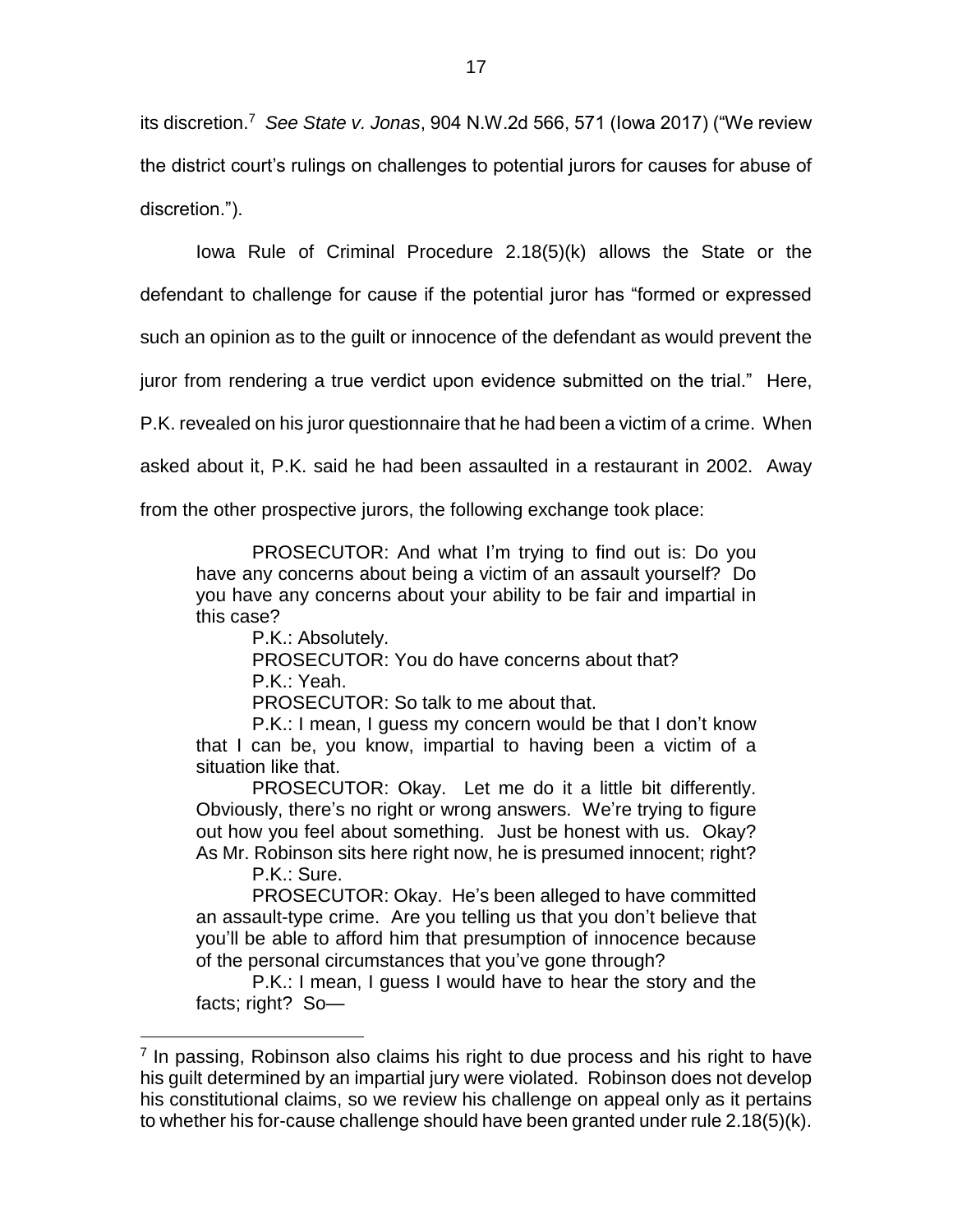its discretion.[7] *See State v. Jonas*, 904 N.W.2d 566, 571 (Iowa 2017) ("We review the district court's rulings on challenges to potential jurors for causes for abuse of discretion.").

Iowa Rule of Criminal Procedure 2.18(5)(k) allows the State or the defendant to challenge for cause if the potential juror has "formed or expressed such an opinion as to the guilt or innocence of the defendant as would prevent the juror from rendering a true verdict upon evidence submitted on the trial." Here, P.K. revealed on his juror questionnaire that he had been a victim of a crime. When asked about it, P.K. said he had been assaulted in a restaurant in 2002. Away from the other prospective jurors, the following exchange took place:

> PROSECUTOR: And what I'm trying to find out is: Do you have any concerns about being a victim of an assault yourself? Do you have any concerns about your ability to be fair and impartial in this case?
>
> P.K.: Absolutely.
>
> PROSECUTOR: You do have concerns about that?
>
> P.K.: Yeah.
>
> PROSECUTOR: So talk to me about that.
>
> P.K.: I mean, I guess my concern would be that I don't know that I can be, you know, impartial to having been a victim of a situation like that.
>
> PROSECUTOR: Okay. Let me do it a little bit differently. Obviously, there's no right or wrong answers. We're trying to figure out how you feel about something. Just be honest with us. Okay? As Mr. Robinson sits here right now, he is presumed innocent; right?
>
> P.K.: Sure.
>
> PROSECUTOR: Okay. He's been alleged to have committed an assault-type crime. Are you telling us that you don't believe that you'll be able to afford him that presumption of innocence because of the personal circumstances that you've gone through?
>
> P.K.: I mean, I guess I would have to hear the story and the facts; right? So—

[7] In passing, Robinson also claims his right to due process and his right to have his guilt determined by an impartial jury were violated. Robinson does not develop his constitutional claims, so we review his challenge on appeal only as it pertains to whether his for-cause challenge should have been granted under rule 2.18(5)(k).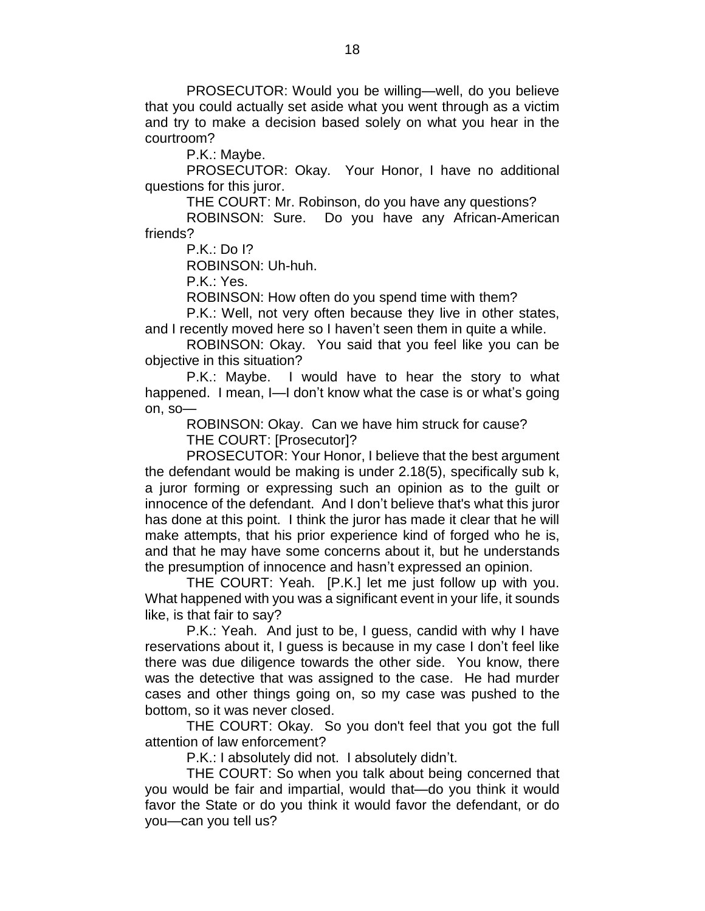PROSECUTOR: Would you be willing—well, do you believe that you could actually set aside what you went through as a victim and try to make a decision based solely on what you hear in the courtroom?

P.K.: Maybe.

PROSECUTOR: Okay. Your Honor, I have no additional questions for this juror.

THE COURT: Mr. Robinson, do you have any questions?

ROBINSON: Sure. Do you have any African-American friends?

P.K.: Do I?

ROBINSON: Uh-huh.

P.K.: Yes.

ROBINSON: How often do you spend time with them?

P.K.: Well, not very often because they live in other states, and I recently moved here so I haven't seen them in quite a while.

ROBINSON: Okay. You said that you feel like you can be objective in this situation?

P.K.: Maybe. I would have to hear the story to what happened. I mean, I—I don't know what the case is or what's going on, so—

ROBINSON: Okay. Can we have him struck for cause?

THE COURT: [Prosecutor]?

PROSECUTOR: Your Honor, I believe that the best argument the defendant would be making is under 2.18(5), specifically sub k, a juror forming or expressing such an opinion as to the guilt or innocence of the defendant. And I don't believe that's what this juror has done at this point. I think the juror has made it clear that he will make attempts, that his prior experience kind of forged who he is, and that he may have some concerns about it, but he understands the presumption of innocence and hasn't expressed an opinion.

THE COURT: Yeah. [P.K.] let me just follow up with you. What happened with you was a significant event in your life, it sounds like, is that fair to say?

P.K.: Yeah. And just to be, I guess, candid with why I have reservations about it, I guess is because in my case I don't feel like there was due diligence towards the other side. You know, there was the detective that was assigned to the case. He had murder cases and other things going on, so my case was pushed to the bottom, so it was never closed.

THE COURT: Okay. So you don't feel that you got the full attention of law enforcement?

P.K.: I absolutely did not. I absolutely didn't.

THE COURT: So when you talk about being concerned that you would be fair and impartial, would that—do you think it would favor the State or do you think it would favor the defendant, or do you—can you tell us?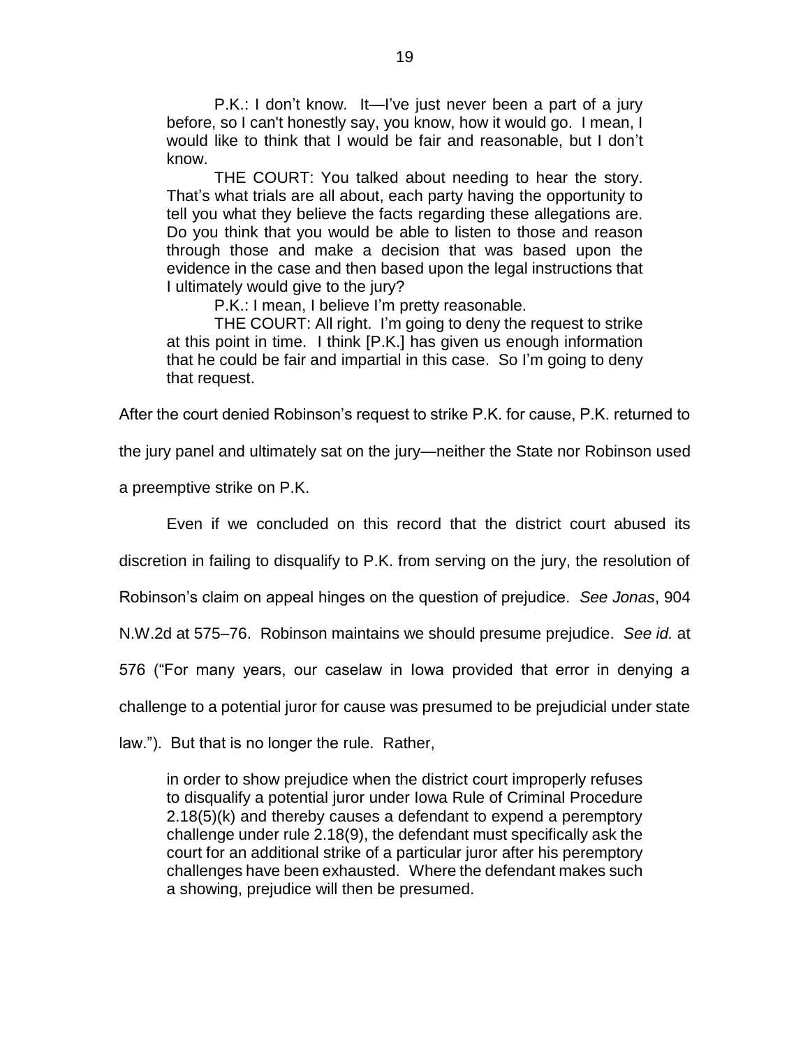P.K.: I don't know. It—I've just never been a part of a jury before, so I can't honestly say, you know, how it would go. I mean, I would like to think that I would be fair and reasonable, but I don't know.

THE COURT: You talked about needing to hear the story. That's what trials are all about, each party having the opportunity to tell you what they believe the facts regarding these allegations are. Do you think that you would be able to listen to those and reason through those and make a decision that was based upon the evidence in the case and then based upon the legal instructions that I ultimately would give to the jury?

P.K.: I mean, I believe I'm pretty reasonable.

THE COURT: All right. I'm going to deny the request to strike at this point in time. I think [P.K.] has given us enough information that he could be fair and impartial in this case. So I'm going to deny that request.

After the court denied Robinson's request to strike P.K. for cause, P.K. returned to the jury panel and ultimately sat on the jury—neither the State nor Robinson used a preemptive strike on P.K.

Even if we concluded on this record that the district court abused its discretion in failing to disqualify to P.K. from serving on the jury, the resolution of Robinson's claim on appeal hinges on the question of prejudice. *See Jonas*, 904 N.W.2d at 575–76. Robinson maintains we should presume prejudice. *See id.* at 576 ("For many years, our caselaw in Iowa provided that error in denying a challenge to a potential juror for cause was presumed to be prejudicial under state law."). But that is no longer the rule. Rather,

> in order to show prejudice when the district court improperly refuses to disqualify a potential juror under Iowa Rule of Criminal Procedure 2.18(5)(k) and thereby causes a defendant to expend a peremptory challenge under rule 2.18(9), the defendant must specifically ask the court for an additional strike of a particular juror after his peremptory challenges have been exhausted. Where the defendant makes such a showing, prejudice will then be presumed.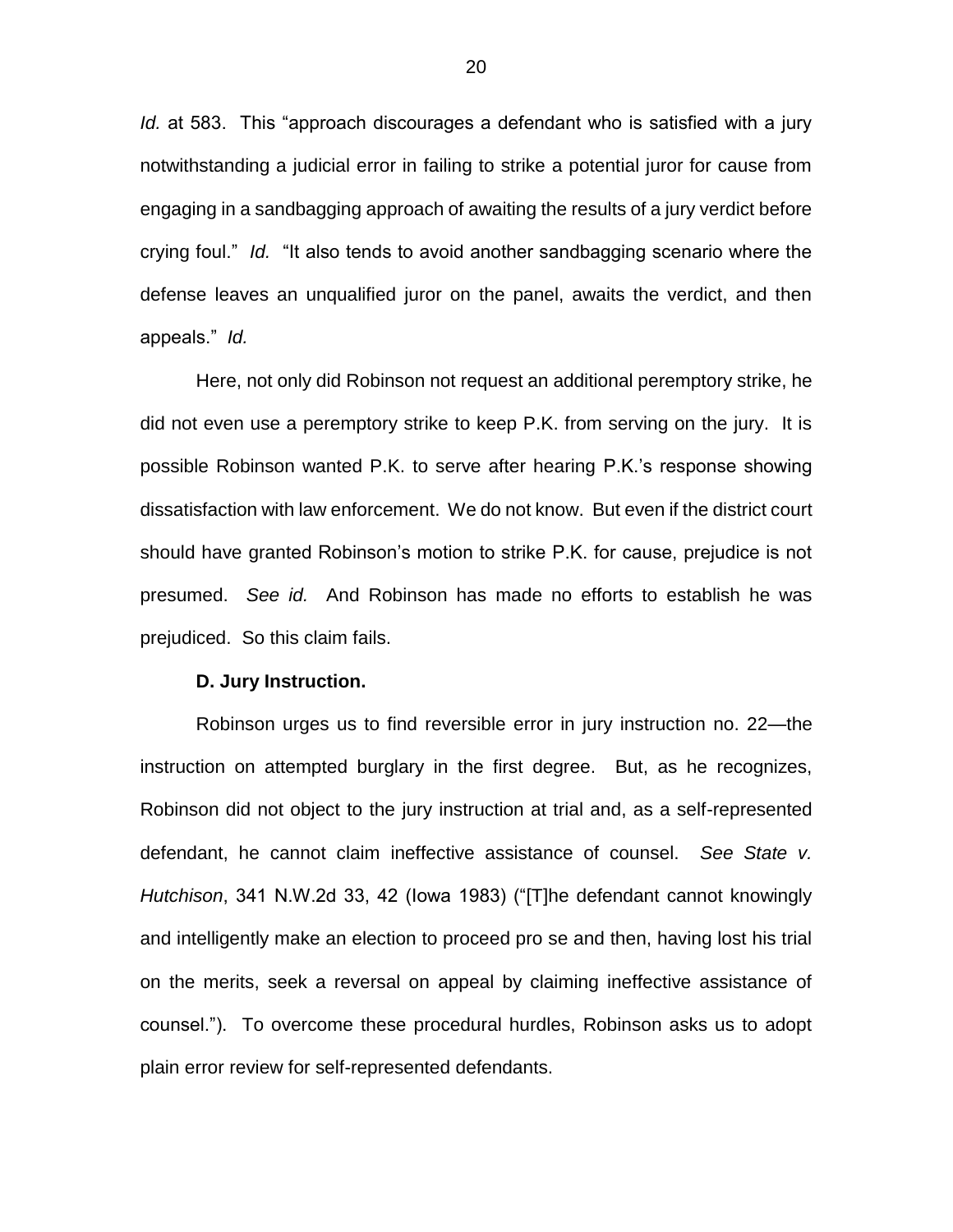*Id.* at 583. This "approach discourages a defendant who is satisfied with a jury notwithstanding a judicial error in failing to strike a potential juror for cause from engaging in a sandbagging approach of awaiting the results of a jury verdict before crying foul." *Id.* "It also tends to avoid another sandbagging scenario where the defense leaves an unqualified juror on the panel, awaits the verdict, and then appeals." *Id.*

Here, not only did Robinson not request an additional peremptory strike, he did not even use a peremptory strike to keep P.K. from serving on the jury. It is possible Robinson wanted P.K. to serve after hearing P.K.'s response showing dissatisfaction with law enforcement. We do not know. But even if the district court should have granted Robinson's motion to strike P.K. for cause, prejudice is not presumed. *See id.* And Robinson has made no efforts to establish he was prejudiced. So this claim fails.

**D. Jury Instruction.**

Robinson urges us to find reversible error in jury instruction no. 22—the instruction on attempted burglary in the first degree. But, as he recognizes, Robinson did not object to the jury instruction at trial and, as a self-represented defendant, he cannot claim ineffective assistance of counsel. *See State v. Hutchison*, 341 N.W.2d 33, 42 (Iowa 1983) ("[T]he defendant cannot knowingly and intelligently make an election to proceed pro se and then, having lost his trial on the merits, seek a reversal on appeal by claiming ineffective assistance of counsel."). To overcome these procedural hurdles, Robinson asks us to adopt plain error review for self-represented defendants.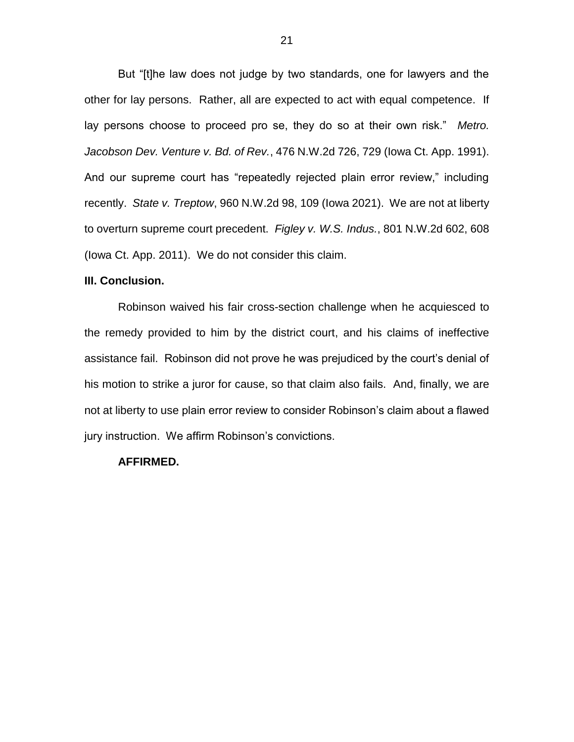But "[t]he law does not judge by two standards, one for lawyers and the other for lay persons. Rather, all are expected to act with equal competence. If lay persons choose to proceed pro se, they do so at their own risk." *Metro. Jacobson Dev. Venture v. Bd. of Rev.*, 476 N.W.2d 726, 729 (Iowa Ct. App. 1991). And our supreme court has "repeatedly rejected plain error review," including recently. *State v. Treptow*, 960 N.W.2d 98, 109 (Iowa 2021). We are not at liberty to overturn supreme court precedent. *Figley v. W.S. Indus.*, 801 N.W.2d 602, 608 (Iowa Ct. App. 2011). We do not consider this claim.

**III. Conclusion.**

Robinson waived his fair cross-section challenge when he acquiesced to the remedy provided to him by the district court, and his claims of ineffective assistance fail. Robinson did not prove he was prejudiced by the court's denial of his motion to strike a juror for cause, so that claim also fails. And, finally, we are not at liberty to use plain error review to consider Robinson's claim about a flawed jury instruction. We affirm Robinson's convictions.

**AFFIRMED.**